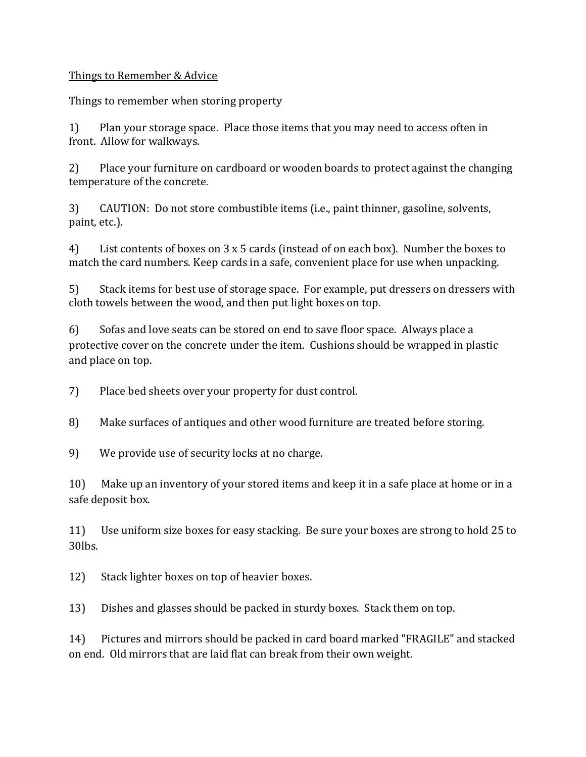Things to Remember & Advice

Things to remember when storing property

1) Plan your storage space. Place those items that you may need to access often in front. Allow for walkways.

2) Place your furniture on cardboard or wooden boards to protect against the changing temperature of the concrete.

3) CAUTION: Do not store combustible items (i.e., paint thinner, gasoline, solvents, paint, etc.).

4) List contents of boxes on 3 x 5 cards (instead of on each box). Number the boxes to match the card numbers. Keep cards in a safe, convenient place for use when unpacking.

5) Stack items for best use of storage space. For example, put dressers on dressers with cloth towels between the wood, and then put light boxes on top.

6) Sofas and love seats can be stored on end to save floor space. Always place a protective cover on the concrete under the item. Cushions should be wrapped in plastic and place on top.

7) Place bed sheets over your property for dust control.

8) Make surfaces of antiques and other wood furniture are treated before storing.

9) We provide use of security locks at no charge.

10) Make up an inventory of your stored items and keep it in a safe place at home or in a safe deposit box.

11) Use uniform size boxes for easy stacking. Be sure your boxes are strong to hold 25 to 30lbs.

12) Stack lighter boxes on top of heavier boxes.

13) Dishes and glasses should be packed in sturdy boxes. Stack them on top.

14) Pictures and mirrors should be packed in card board marked "FRAGILE" and stacked on end. Old mirrors that are laid flat can break from their own weight.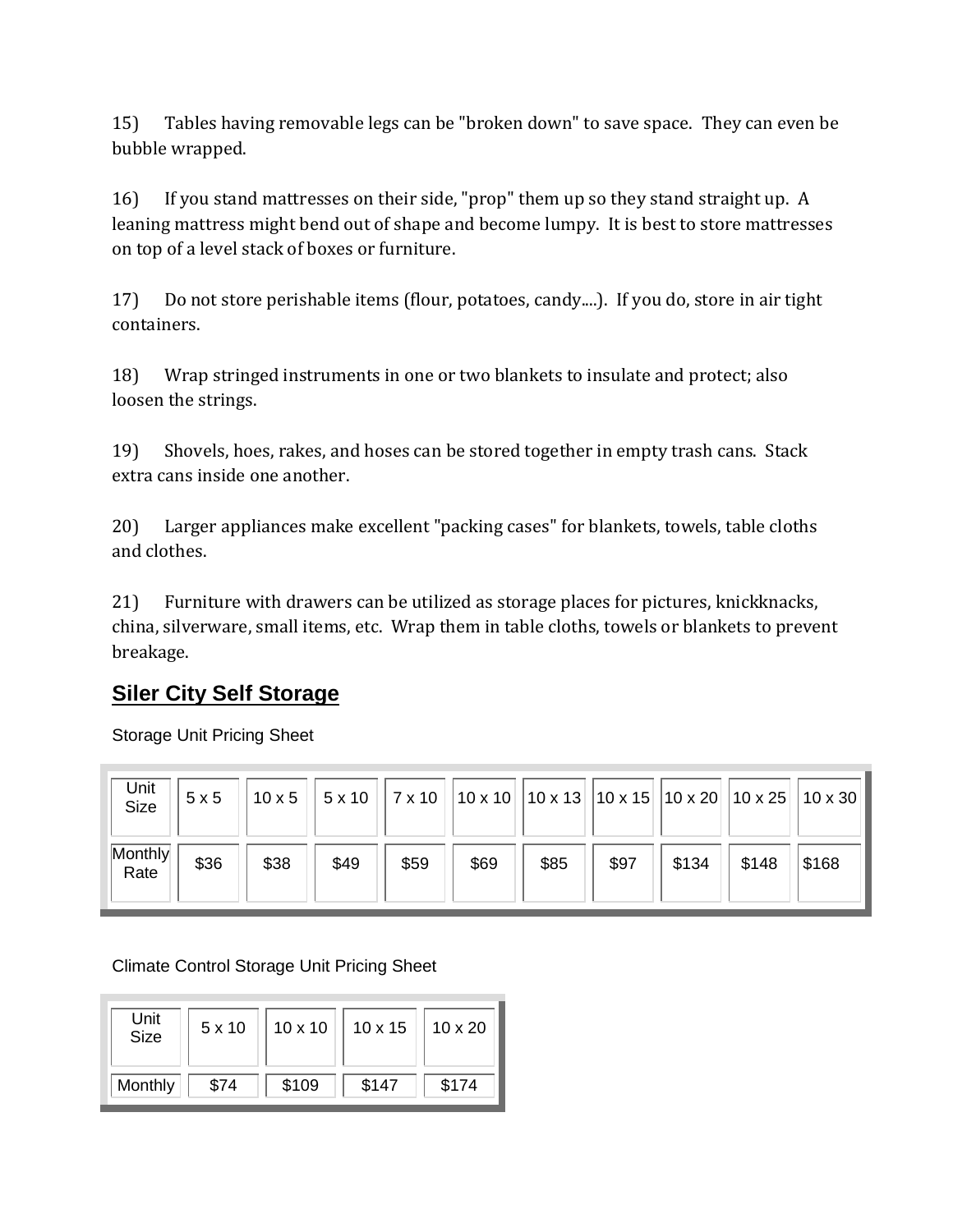15) Tables having removable legs can be "broken down" to save space. They can even be bubble wrapped.

16) If you stand mattresses on their side, "prop" them up so they stand straight up. A leaning mattress might bend out of shape and become lumpy. It is best to store mattresses on top of a level stack of boxes or furniture.

17) Do not store perishable items (flour, potatoes, candy....). If you do, store in air tight containers.

18) Wrap stringed instruments in one or two blankets to insulate and protect; also loosen the strings.

19) Shovels, hoes, rakes, and hoses can be stored together in empty trash cans. Stack extra cans inside one another.

20) Larger appliances make excellent "packing cases" for blankets, towels, table cloths and clothes.

21) Furniture with drawers can be utilized as storage places for pictures, knickknacks, china, silverware, small items, etc. Wrap them in table cloths, towels or blankets to prevent breakage.

## Siler City Self Storage

Storage Unit Pricing Sheet

| Unit Size | 5 x 5 | 10 x 5 | 5 x 10 | 7 x 10 | 10 x 10 | 10 x 13 | 10 x 15 | 10 x 20 | 10 x 25 | 10 x 30 |
|---|---|---|---|---|---|---|---|---|---|---|
| Monthly Rate | $36 | $38 | $49 | $59 | $69 | $85 | $97 | $134 | $148 | $168 |

Climate Control Storage Unit Pricing Sheet

| Unit Size | 5 x 10 | 10 x 10 | 10 x 15 | 10 x 20 |
|---|---|---|---|---|
| Monthly | $74 | $109 | $147 | $174 |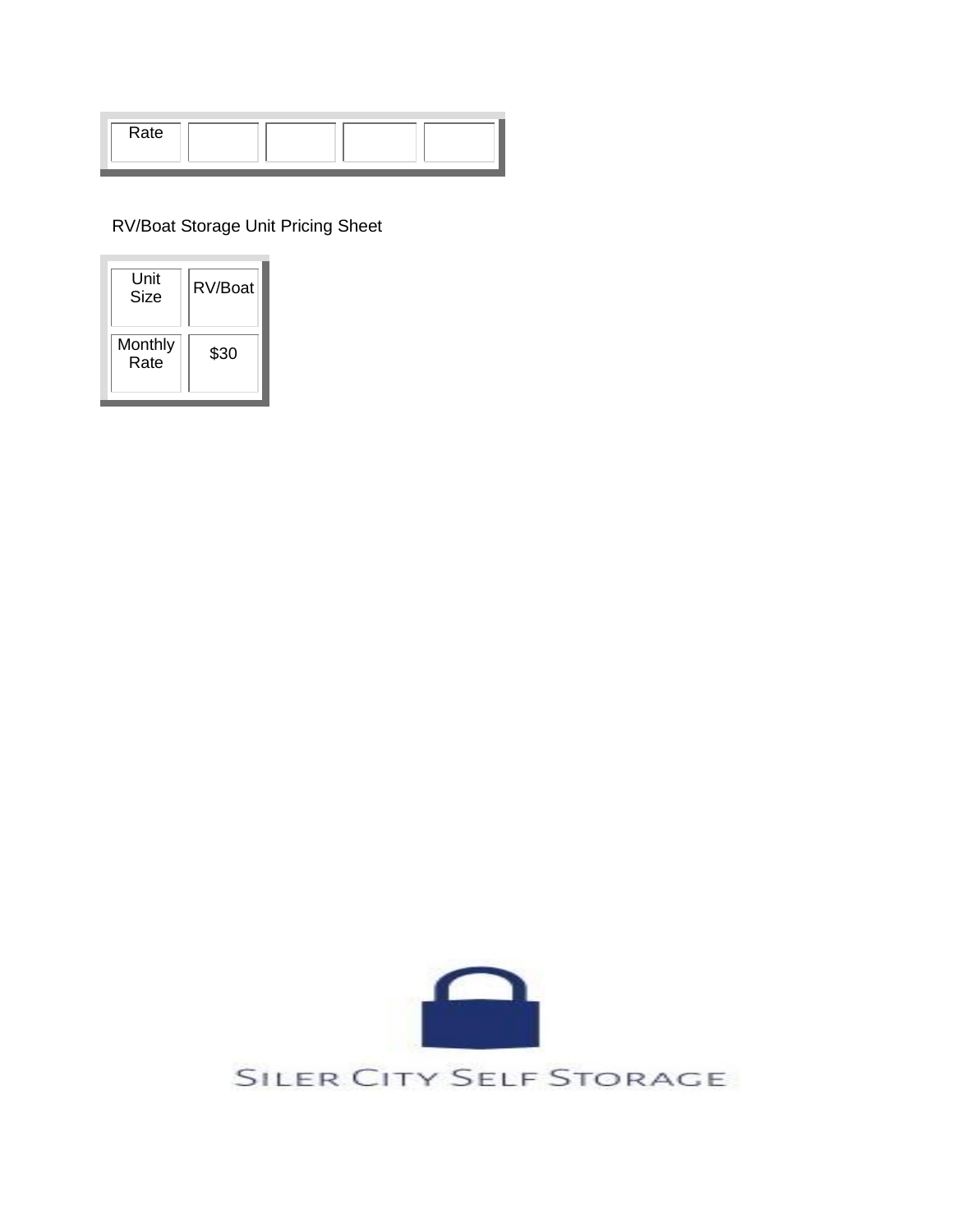| | | | | |
|---|---|---|---|---|
| Rate | | | | |

RV/Boat Storage Unit Pricing Sheet

| Unit Size | RV/Boat |
|---|---|
| Monthly Rate | $30 |

SILER CITY SELF STORAGE